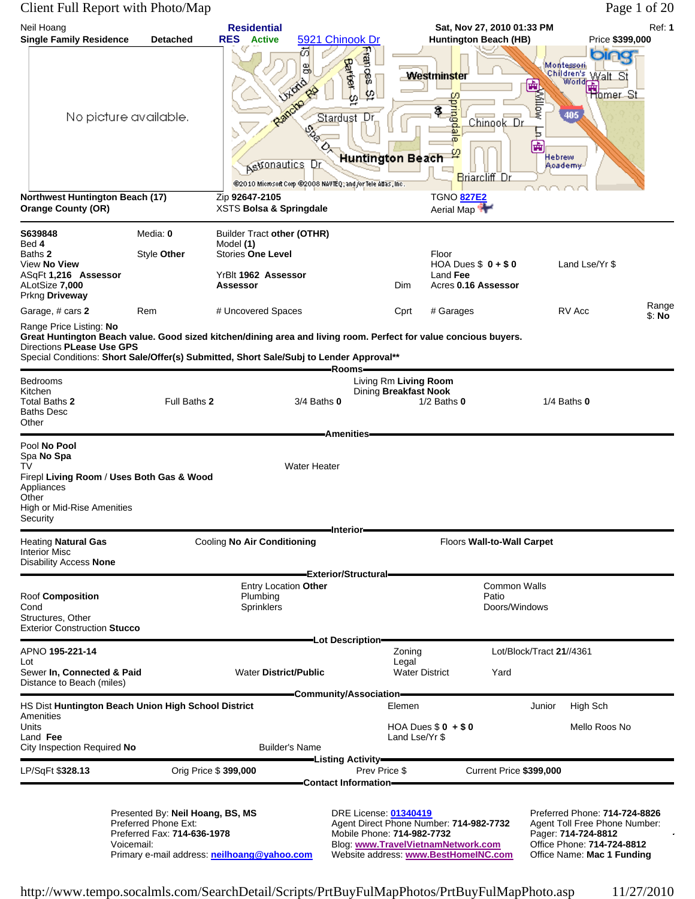# Client Full Report with Photo/Map

Neil Hoang

**Single Family Residence** **Detached** | **Residential** | **RES** **Active** | 5921 Chinook Dr | **Sat, Nov 27, 2010 01:33 PM** | **Huntington Beach (HB)** | Ref: **1** | Price **$399,000**

No picture available.

**Northwest Huntington Beach (17)**
**Orange County (OR)**

Zip **92647-2105**
XSTS **Bolsa & Springdale**

TGNO **827E2**
Aerial Map

---

**S639848** Media: **0** Builder Tract **other (OTHR)**
Bed **4** Model **(1)**
Baths **2** Style **Other** Stories **One Level** Floor
View **No View** HOA Dues $ **0 + $ 0** Land Lse/Yr $
ASqFt **1,216** **Assessor** YrBlt **1962** **Assessor** Land **Fee**
ALotSize **7,000** **Assessor** Dim Acres **0.16 Assessor**
Prkng **Driveway**
Garage, # cars **2** Rem # Uncovered Spaces Cprt # Garages RV Acc Range $: **No**

Range Price Listing: **No**

**Great Huntington Beach value. Good sized kitchen/dining area and living room. Perfect for value concious buyers.**

Directions **PLease Use GPS**

Special Conditions: **Short Sale/Offer(s) Submitted, Short Sale/Subj to Lender Approval****

## Rooms

Bedrooms
Kitchen
Living Rm **Living Room**
Dining **Breakfast Nook**
Total Baths **2** Full Baths **2** 3/4 Baths **0** 1/2 Baths **0** 1/4 Baths **0**
Baths Desc
Other

## Amenities

Pool **No Pool**
Spa **No Spa**
TV Water Heater
Firepl **Living Room** / **Uses Both Gas & Wood**
Appliances
Other
High or Mid-Rise Amenities
Security

## Interior

Heating **Natural Gas** Cooling **No Air Conditioning** Floors **Wall-to-Wall Carpet**
Interior Misc
Disability Access **None**

## Exterior/Structural

Entry Location **Other** Common Walls
Roof **Composition** Plumbing Patio
Cond Sprinklers Doors/Windows
Structures, Other
Exterior Construction **Stucco**

## Lot Description

APNO **195-221-14** Zoning Lot/Block/Tract **21**//4361
Lot Legal
Sewer **In, Connected & Paid** Water **District/Public** Water District Yard
Distance to Beach (miles)

## Community/Association

HS Dist **Huntington Beach Union High School District** Elemen Junior High Sch
Amenities
Units HOA Dues $ **0** + **$ 0** Mello Roos **No**
Land **Fee** Land Lse/Yr $
City Inspection Required **No** Builder's Name

## Listing Activity

LP/SqFt **$328.13** Orig Price $ **399,000** Prev Price $ Current Price **$399,000**

## Contact Information

Presented By: **Neil Hoang, BS, MS**
Preferred Phone Ext:
Preferred Fax: **714-636-1978**
Voicemail:
Primary e-mail address: **neilhoang@yahoo.com**

DRE License: **01340419**
Agent Direct Phone Number: **714-982-7732**
Mobile Phone: **714-982-7732**
Blog: **www.TravelVietnamNetwork.com**
Website address: **www.BestHomeINC.com**

Preferred Phone: **714-724-8826**
Agent Toll Free Phone Number:
Pager: **714-724-8812**
Office Phone: **714-724-8812**
Office Name: **Mac 1 Funding**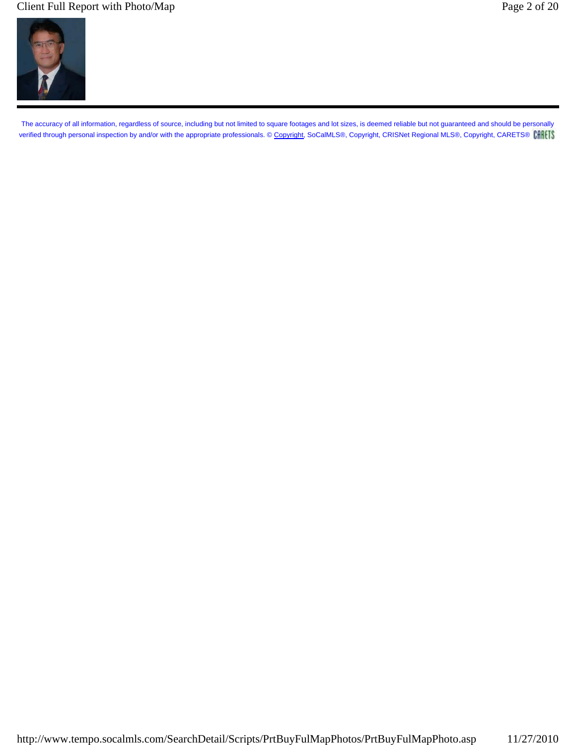The accuracy of all information, regardless of source, including but not limited to square footages and lot sizes, is deemed reliable but not guaranteed and should be personally verified through personal inspection by and/or with the appropriate professionals. © Copyright, SoCalMLS®, Copyright, CRISNet Regional MLS®, Copyright, CARETS® CARETS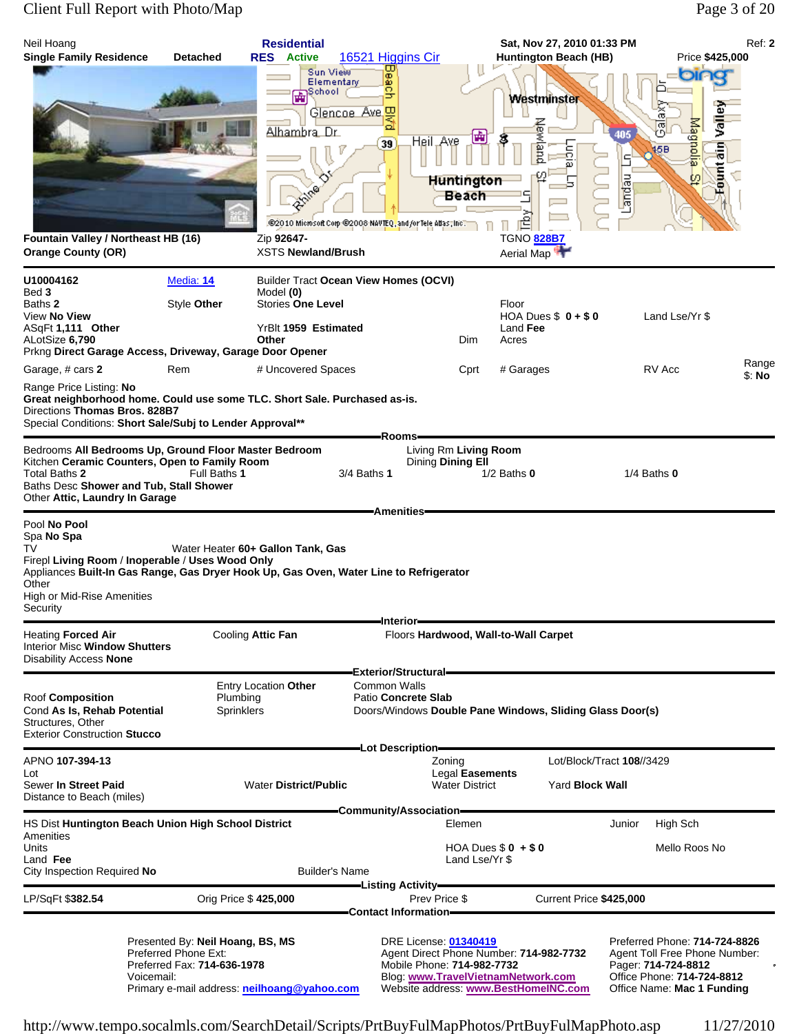Neil Hoang | **Residential** | **Sat, Nov 27, 2010 01:33 PM** | Ref: **2**

**Single Family Residence** **Detached** **RES Active** 16521 Higgins Cir **Huntington Beach (HB)** **Price $425,000**

**Fountain Valley / Northeast HB (16)**
**Orange County (OR)**
Zip **92647-**
XSTS **Newland/Brush**
TGNO 828B7
Aerial Map

U10004162 | Media: 14 | Builder Tract **Ocean View Homes (OCVI)**
Bed **3**
Model **(0)**
Baths **2** Style **Other** Stories **One Level**
Floor
View **No View**
HOA Dues $ **0 + $ 0** Land Lse/Yr $
ASqFt **1,111** **Other** YrBlt **1959** **Estimated**
Land **Fee**
ALotSize **6,790** **Other** Dim Acres
Prkng **Direct Garage Access, Driveway, Garage Door Opener**
Garage, # cars **2** Rem # Uncovered Spaces Cprt # Garages RV Acc Range $: **No**
Range Price Listing: **No**
**Great neighborhood home. Could use some TLC. Short Sale. Purchased as-is.**
Directions **Thomas Bros. 828B7**
Special Conditions: **Short Sale/Subj to Lender Approval****

## Rooms

Bedrooms **All Bedrooms Up, Ground Floor Master Bedroom**
Living Rm **Living Room**
Kitchen **Ceramic Counters, Open to Family Room**
Dining **Dining Ell**
Total Baths **2** Full Baths **1** 3/4 Baths **1** 1/2 Baths **0** 1/4 Baths **0**
Baths Desc **Shower and Tub, Stall Shower**
Other **Attic, Laundry In Garage**

## Amenities

Pool **No Pool**
Spa **No Spa**
TV Water Heater **60+ Gallon Tank, Gas**
Firepl **Living Room / Inoperable / Uses Wood Only**
Appliances **Built-In Gas Range, Gas Dryer Hook Up, Gas Oven, Water Line to Refrigerator**
Other
High or Mid-Rise Amenities
Security

## Interior

Heating **Forced Air** Cooling **Attic Fan** Floors **Hardwood, Wall-to-Wall Carpet**
Interior Misc **Window Shutters**
Disability Access **None**

## Exterior/Structural

Entry Location **Other** Common Walls
Roof **Composition** Plumbing Patio **Concrete Slab**
Cond **As Is, Rehab Potential** Sprinklers Doors/Windows **Double Pane Windows, Sliding Glass Door(s)**
Structures, Other
Exterior Construction **Stucco**

## Lot Description

APNO **107-394-13** Zoning Lot/Block/Tract **108//3429**
Lot Legal **Easements**
Sewer **In Street Paid** Water **District/Public** Water District Yard **Block Wall**
Distance to Beach (miles)

## Community/Association

HS Dist **Huntington Beach Union High School District** Elemen Junior High Sch
Amenities
Units HOA Dues $ **0** + $ **0** Mello Roos No
Land **Fee** Land Lse/Yr $
City Inspection Required **No** Builder's Name

## Listing Activity

LP/SqFt **$382.54** Orig Price **$ 425,000** Prev Price $ Current Price **$425,000**

## Contact Information

Presented By: **Neil Hoang, BS, MS**
Preferred Phone Ext:
Preferred Fax: **714-636-1978**
Voicemail:
Primary e-mail address: **neilhoang@yahoo.com**

DRE License: **01340419**
Agent Direct Phone Number: **714-982-7732**
Mobile Phone: **714-982-7732**
Blog: **www.TravelVietnamNetwork.com**
Website address: **www.BestHomeINC.com**

Preferred Phone: **714-724-8826**
Agent Toll Free Phone Number:
Pager: **714-724-8812**
Office Phone: **714-724-8812**
Office Name: **Mac 1 Funding**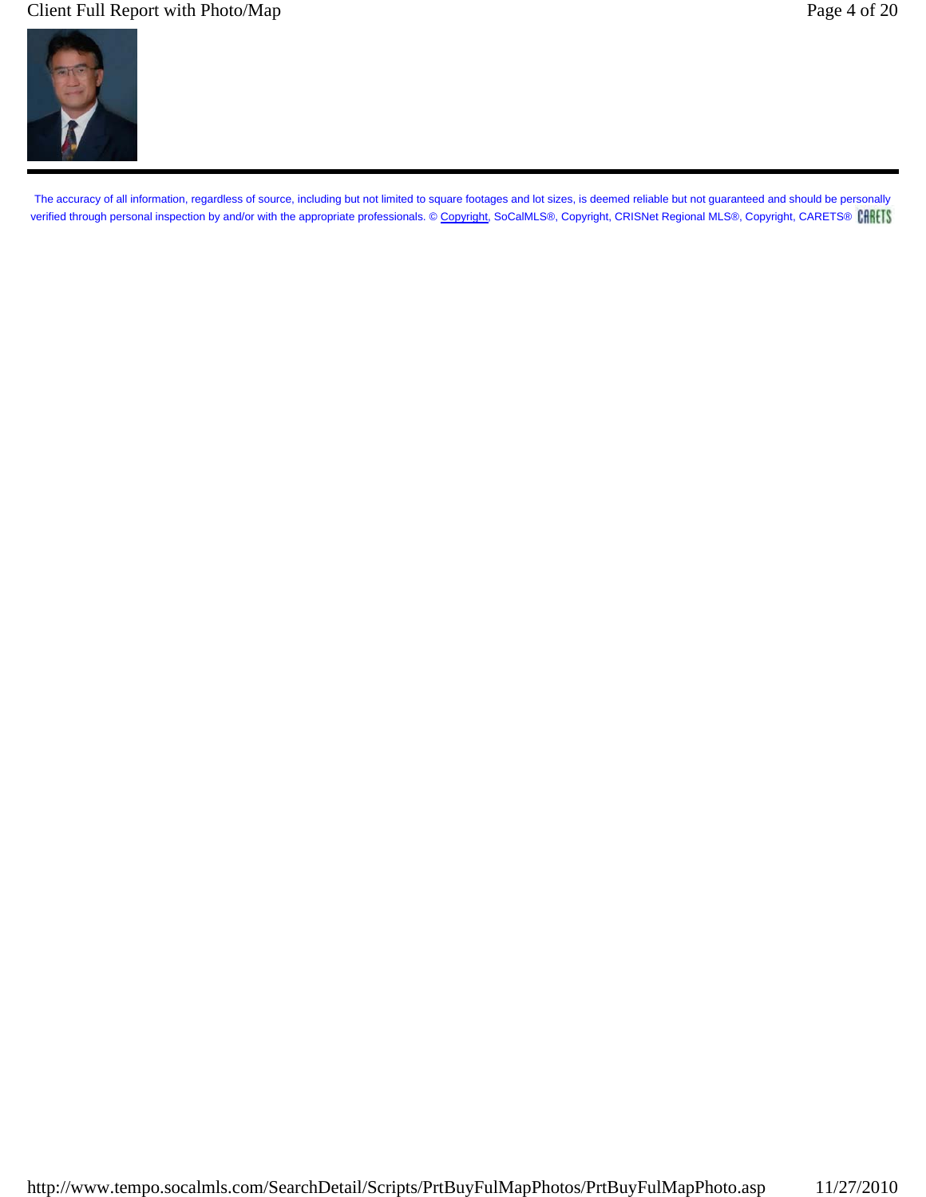The accuracy of all information, regardless of source, including but not limited to square footages and lot sizes, is deemed reliable but not guaranteed and should be personally verified through personal inspection by and/or with the appropriate professionals. © Copyright, SoCalMLS®, Copyright, CRISNet Regional MLS®, Copyright, CARETS®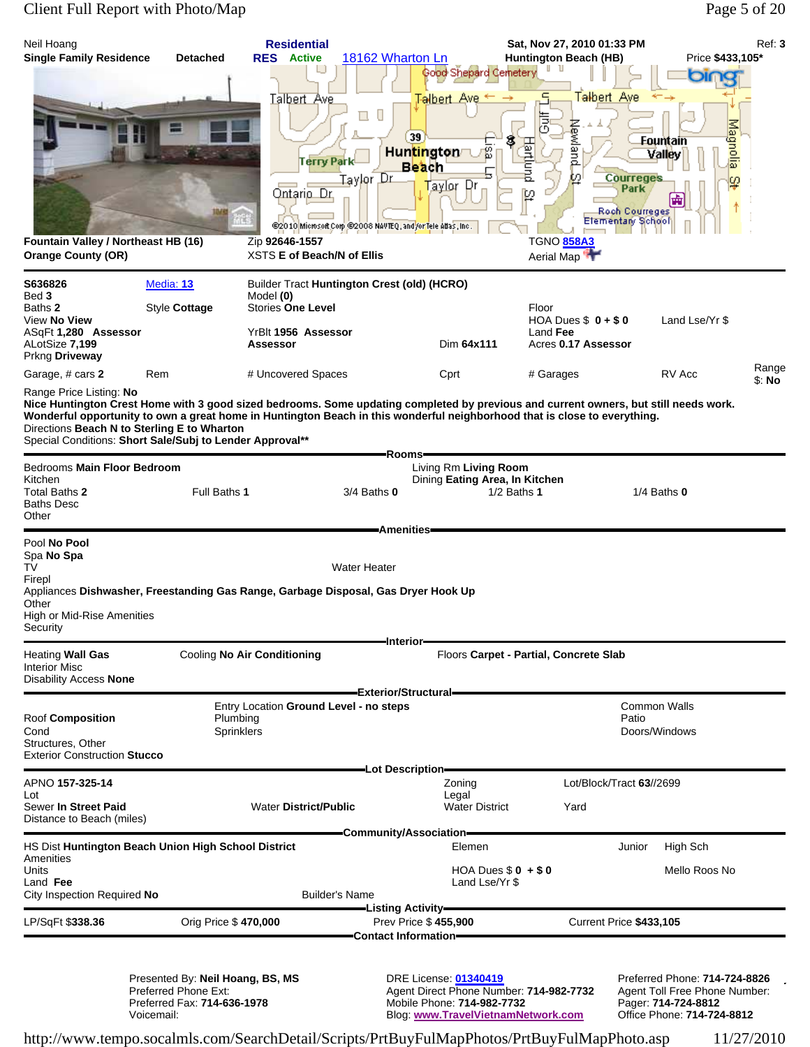Neil Hoang | **Residential** | **Sat, Nov 27, 2010 01:33 PM** | Ref: **3**

**Single Family Residence** **Detached** **RES** **Active** 18162 Wharton Ln **Huntington Beach (HB)** Price **$433,105***

**Fountain Valley / Northeast HB (16)** Zip **92646-1557** TGNO 858A3

**Orange County (OR)** XSTS **E of Beach/N of Ellis** Aerial Map

---

**S636826** Media: 13 Builder Tract **Huntington Crest (old) (HCRO)**
Bed **3** Model **(0)**
Baths **2** Style **Cottage** Stories **One Level** Floor
View **No View** HOA Dues $ **0** + $ **0** Land Lse/Yr $
ASqFt **1,280** **Assessor** YrBlt **1956** **Assessor** Land **Fee**
ALotSize **7,199** **Assessor** Dim **64x111** Acres **0.17 Assessor**
Prkng **Driveway**
Garage, # cars **2** Rem # Uncovered Spaces Cprt # Garages RV Acc Range $: **No**

Range Price Listing: **No**

**Nice Huntington Crest Home with 3 good sized bedrooms. Some updating completed by previous and current owners, but still needs work. Wonderful opportunity to own a great home in Huntington Beach in this wonderful neighborhood that is close to everything.**

Directions **Beach N to Sterling E to Wharton**

Special Conditions: **Short Sale/Subj to Lender Approval****

## Rooms

Bedrooms **Main Floor Bedroom** Living Rm **Living Room**
Kitchen Dining **Eating Area, In Kitchen**
Total Baths **2** Full Baths **1** 3/4 Baths **0** 1/2 Baths **1** 1/4 Baths **0**
Baths Desc
Other

## Amenities

Pool **No Pool**
Spa **No Spa**
TV Water Heater
Firepl
Appliances **Dishwasher, Freestanding Gas Range, Garbage Disposal, Gas Dryer Hook Up**
Other
High or Mid-Rise Amenities
Security

## Interior

Heating **Wall Gas** Cooling **No Air Conditioning** Floors **Carpet - Partial, Concrete Slab**
Interior Misc
Disability Access **None**

## Exterior/Structural

Entry Location **Ground Level - no steps** Common Walls
Roof **Composition** Plumbing Patio
Cond Sprinklers Doors/Windows
Structures, Other
Exterior Construction **Stucco**

## Lot Description

APNO **157-325-14** Zoning Lot/Block/Tract **63//2699**
Lot Legal
Sewer **In Street Paid** Water **District/Public** Water District Yard
Distance to Beach (miles)

## Community/Association

HS Dist **Huntington Beach Union High School District** Elemen Junior High Sch
Amenities
Units HOA Dues $ **0** + $ **0** Mello Roos **No**
Land **Fee** Land Lse/Yr $
City Inspection Required **No** Builder's Name

## Listing Activity

LP/SqFt **$338.36** Orig Price $ **470,000** Prev Price $ **455,900** Current Price **$433,105**

## Contact Information

Presented By: **Neil Hoang, BS, MS**
Preferred Phone Ext:
Preferred Fax: **714-636-1978**
Voicemail:

DRE License: 01340419
Agent Direct Phone Number: **714-982-7732**
Mobile Phone: **714-982-7732**
Blog: www.TravelVietnamNetwork.com

Preferred Phone: **714-724-8826**
Agent Toll Free Phone Number:
Pager: **714-724-8812**
Office Phone: **714-724-8812**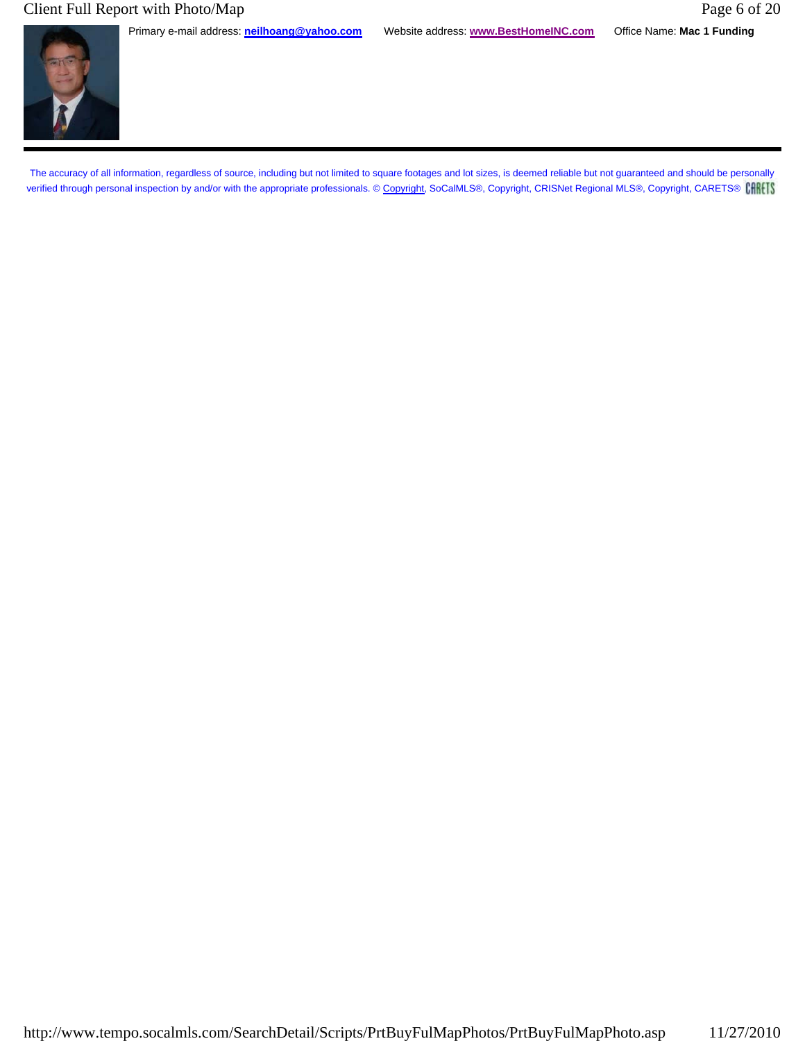Primary e-mail address: **neilhoang@yahoo.com** Website address: **www.BestHomeINC.com** Office Name: **Mac 1 Funding**

The accuracy of all information, regardless of source, including but not limited to square footages and lot sizes, is deemed reliable but not guaranteed and should be personally verified through personal inspection by and/or with the appropriate professionals. © Copyright, SoCalMLS®, Copyright, CRISNet Regional MLS®, Copyright, CARETS® CARETS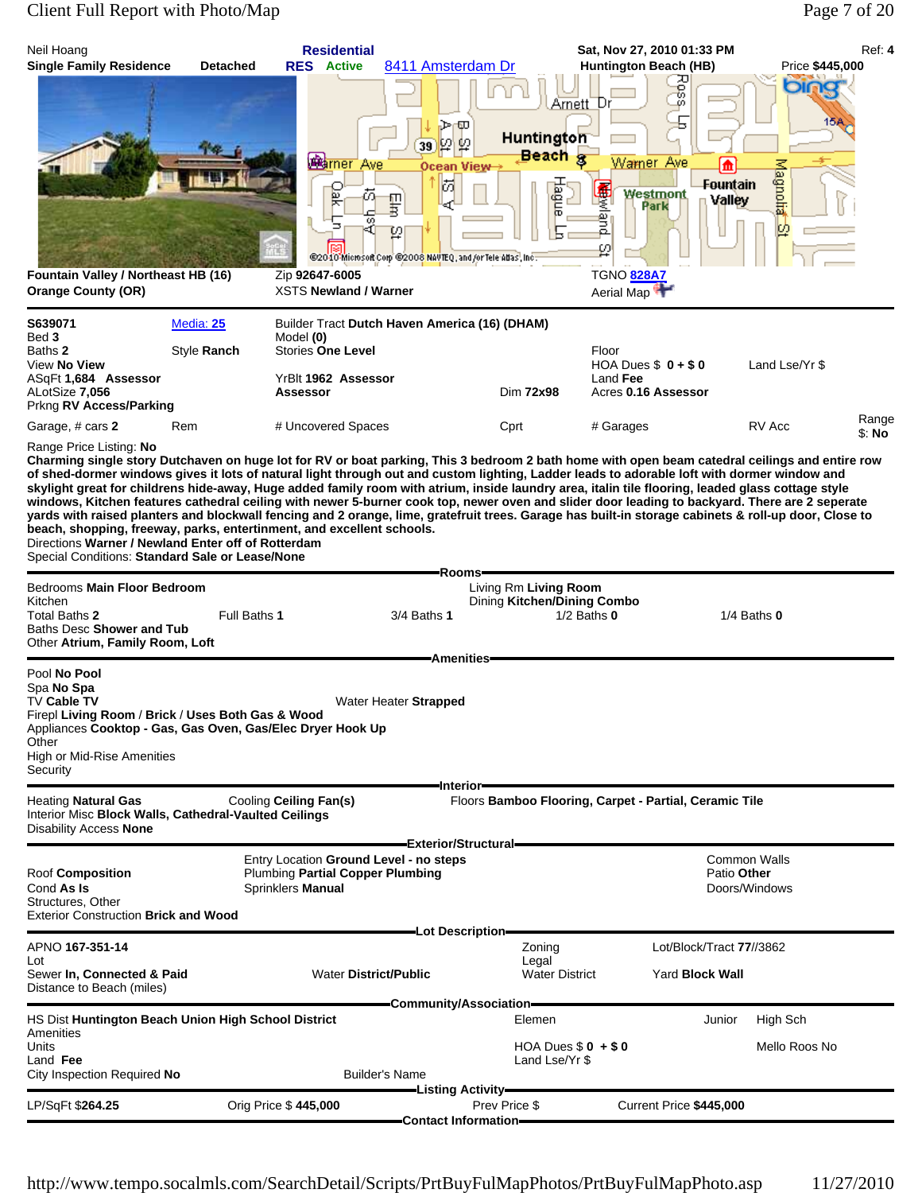Neil Hoang **Residential** **Sat, Nov 27, 2010 01:33 PM** Ref: **4**

**Single Family Residence** **Detached** **RES** **Active** 8411 Amsterdam Dr **Huntington Beach (HB)** Price **$445,000**

**Fountain Valley / Northeast HB (16)** Zip **92647-6005** TGNO 828A7
**Orange County (OR)** XSTS **Newland / Warner** Aerial Map

**S639071** Media: 25 Builder Tract **Dutch Haven America (16) (DHAM)**
Bed **3** Model **(0)**
Baths **2** Style **Ranch** Stories **One Level** Floor
View **No View** HOA Dues $ **0 + $ 0** Land Lse/Yr $
ASqFt **1,684 Assessor** YrBlt **1962 Assessor** Land **Fee**
ALotSize **7,056** **Assessor** Dim **72x98** Acres **0.16 Assessor**
Prkng **RV Access/Parking**
Garage, # cars **2** Rem # Uncovered Spaces Cprt # Garages RV Acc Range $: **No**
Range Price Listing: **No**

**Charming single story Dutchaven on huge lot for RV or boat parking, This 3 bedroom 2 bath home with open beam catedral ceilings and entire row of shed-dormer windows gives it lots of natural light through out and custom lighting, Ladder leads to adorable loft with dormer window and skylight great for childrens hide-away, Huge added family room with atrium, inside laundry area, italin tile flooring, leaded glass cottage style windows, Kitchen features cathedral ceiling with newer 5-burner cook top, newer oven and slider door leading to backyard. There are 2 seperate yards with raised planters and blockwall fencing and 2 orange, lime, gratefruit trees. Garage has built-in storage cabinets & roll-up door, Close to beach, shopping, freeway, parks, entertainment, and excellent schools.**
Directions **Warner / Newland Enter off of Rotterdam**
Special Conditions: **Standard Sale or Lease/None**

## Rooms

Bedrooms **Main Floor Bedroom** Living Rm **Living Room**
Kitchen Dining **Kitchen/Dining Combo**
Total Baths **2** Full Baths **1** 3/4 Baths **1** 1/2 Baths **0** 1/4 Baths **0**
Baths Desc **Shower and Tub**
Other **Atrium, Family Room, Loft**

## Amenities

Pool **No Pool**
Spa **No Spa**
TV **Cable TV** Water Heater **Strapped**
Firepl **Living Room / Brick / Uses Both Gas & Wood**
Appliances **Cooktop - Gas, Gas Oven, Gas/Elec Dryer Hook Up**
Other
High or Mid-Rise Amenities
Security

## Interior

Heating **Natural Gas** Cooling **Ceiling Fan(s)** Floors **Bamboo Flooring, Carpet - Partial, Ceramic Tile**
Interior Misc **Block Walls, Cathedral-Vaulted Ceilings**
Disability Access **None**

## Exterior/Structural

Entry Location **Ground Level - no steps** Common Walls
Roof **Composition** Plumbing **Partial Copper Plumbing** Patio **Other**
Cond **As Is** Sprinklers **Manual** Doors/Windows
Structures, Other
Exterior Construction **Brick and Wood**

## Lot Description

APNO **167-351-14** Zoning Lot/Block/Tract **77//3862**
Lot Legal
Sewer **In, Connected & Paid** Water **District/Public** Water District Yard **Block Wall**
Distance to Beach (miles)

## Community/Association

HS Dist **Huntington Beach Union High School District** Elemen Junior High Sch
Amenities
Units HOA Dues $ **0** + $ **0** Mello Roos No
Land **Fee** Land Lse/Yr $
City Inspection Required **No** Builder's Name

## Listing Activity

LP/SqFt **$264.25** Orig Price $ **445,000** Prev Price $ Current Price **$445,000**

## Contact Information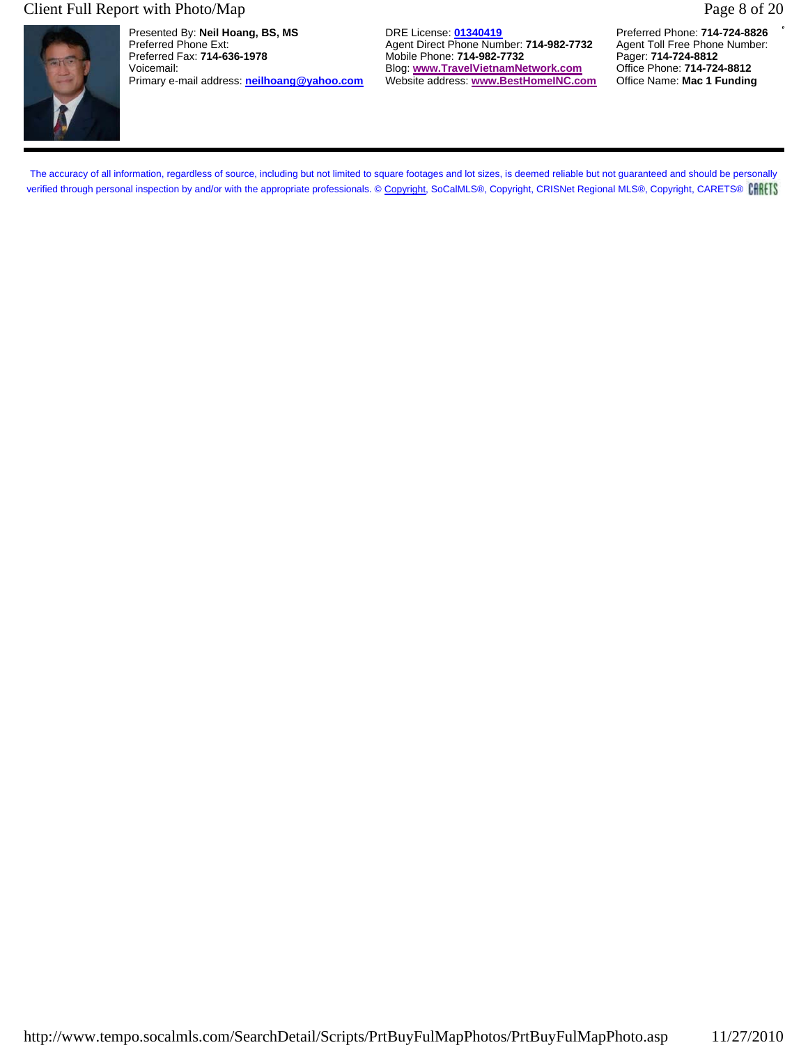Presented By: **Neil Hoang, BS, MS**
Preferred Phone Ext:
Preferred Fax: **714-636-1978**
Voicemail:
Primary e-mail address: **neilhoang@yahoo.com**

DRE License: **01340419**
Agent Direct Phone Number: **714-982-7732**
Mobile Phone: **714-982-7732**
Blog: **www.TravelVietnamNetwork.com**
Website address: **www.BestHomeINC.com**

Preferred Phone: **714-724-8826**
Agent Toll Free Phone Number:
Pager: **714-724-8812**
Office Phone: **714-724-8812**
Office Name: **Mac 1 Funding**

---

The accuracy of all information, regardless of source, including but not limited to square footages and lot sizes, is deemed reliable but not guaranteed and should be personally verified through personal inspection by and/or with the appropriate professionals. © Copyright, SoCalMLS®, Copyright, CRISNet Regional MLS®, Copyright, CARETS® CARETS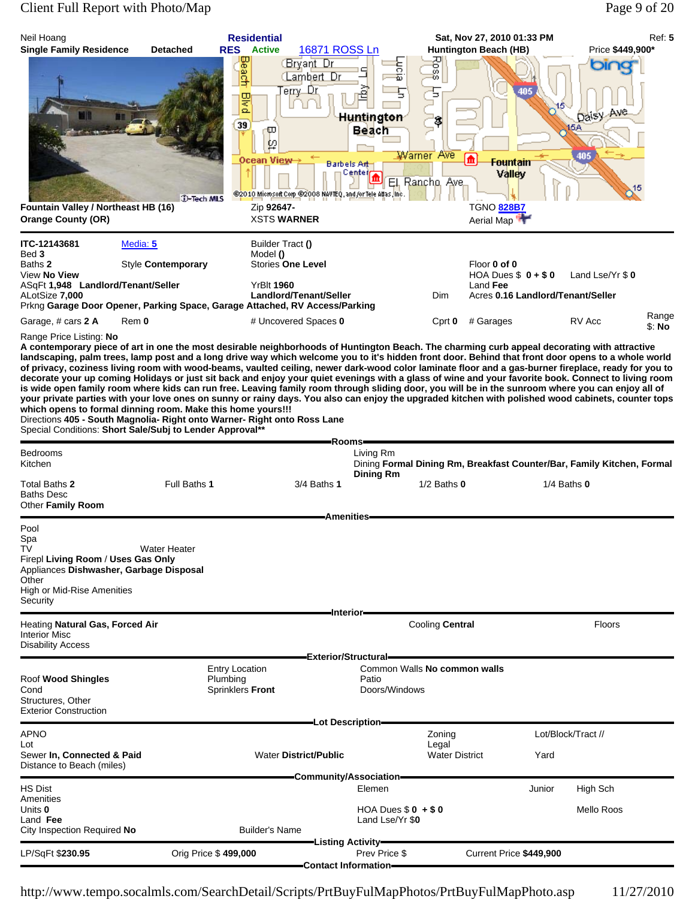Neil Hoang **Residential** **Sat, Nov 27, 2010 01:33 PM** Ref: **5**

**Single Family Residence** **Detached** **RES** **Active** 16871 ROSS Ln **Huntington Beach (HB)** Price **$449,900***

**Fountain Valley / Northeast HB (16)** Zip **92647-** TGNO 828B7

**Orange County (OR)** XSTS **WARNER** Aerial Map

**ITC-12143681** Media: 5 Builder Tract **()**

Bed **3** Model **()**

Baths **2** Style **Contemporary** Stories **One Level** Floor **0 of 0**

View **No View** HOA Dues $ **0 + $ 0** Land Lse/Yr $ **0**

ASqFt **1,948** **Landlord/Tenant/Seller** YrBlt **1960** Land **Fee**

ALotSize **7,000** **Landlord/Tenant/Seller** Dim Acres **0.16 Landlord/Tenant/Seller**

Prkng **Garage Door Opener, Parking Space, Garage Attached, RV Access/Parking**

Garage, # cars **2 A** Rem **0** # Uncovered Spaces **0** Cprt **0** # Garages RV Acc Range $: **No**

Range Price Listing: **No**

**A contemporary piece of art in one the most desirable neighborhoods of Huntington Beach. The charming curb appeal decorating with attractive landscaping, palm trees, lamp post and a long drive way which welcome you to it's hidden front door. Behind that front door opens to a whole world of privacy, coziness living room with wood-beams, vaulted ceiling, newer dark-wood color laminate floor and a gas-burner fireplace, ready for you to decorate your up coming Holidays or just sit back and enjoy your quiet evenings with a glass of wine and your favorite book. Connect to living room is wide open family room where kids can run free. Leaving family room through sliding door, you will be in the sunroom where you can enjoy all of your private parties with your love ones on sunny or rainy days. You also can enjoy the upgraded kitchen with polished wood cabinets, counter tops which opens to formal dinning room. Make this home yours!!!**

Directions **405 - South Magnolia- Right onto Warner- Right onto Ross Lane**

Special Conditions: **Short Sale/Subj to Lender Approval****

## Rooms

Bedrooms

Kitchen

Living Rm

Dining **Formal Dining Rm, Breakfast Counter/Bar, Family Kitchen, Formal Dining Rm**

Total Baths **2** Full Baths **1** 3/4 Baths **1** 1/2 Baths **0** 1/4 Baths **0**

Baths Desc

Other **Family Room**

## Amenities

Pool

Spa

TV Water Heater

Firepl **Living Room** / **Uses Gas Only**

Appliances **Dishwasher, Garbage Disposal**

Other

High or Mid-Rise Amenities

Security

## Interior

Heating **Natural Gas, Forced Air** Cooling **Central** Floors

Interior Misc

Disability Access

## Exterior/Structural

Roof **Wood Shingles** Entry Location Common Walls **No common walls**

Cond Plumbing Patio

Structures, Other Sprinklers **Front** Doors/Windows

Exterior Construction

## Lot Description

APNO Zoning Lot/Block/Tract //

Lot Legal

Sewer **In, Connected & Paid** Water **District/Public** Water District Yard

Distance to Beach (miles)

## Community/Association

HS Dist Elemen Junior High Sch

Amenities

Units **0** HOA Dues $ **0** + $ **0** Mello Roos

Land **Fee** Land Lse/Yr **$0**

City Inspection Required **No** Builder's Name

## Listing Activity

LP/SqFt **$230.95** Orig Price $ **499,000** Prev Price $ Current Price **$449,900**

## Contact Information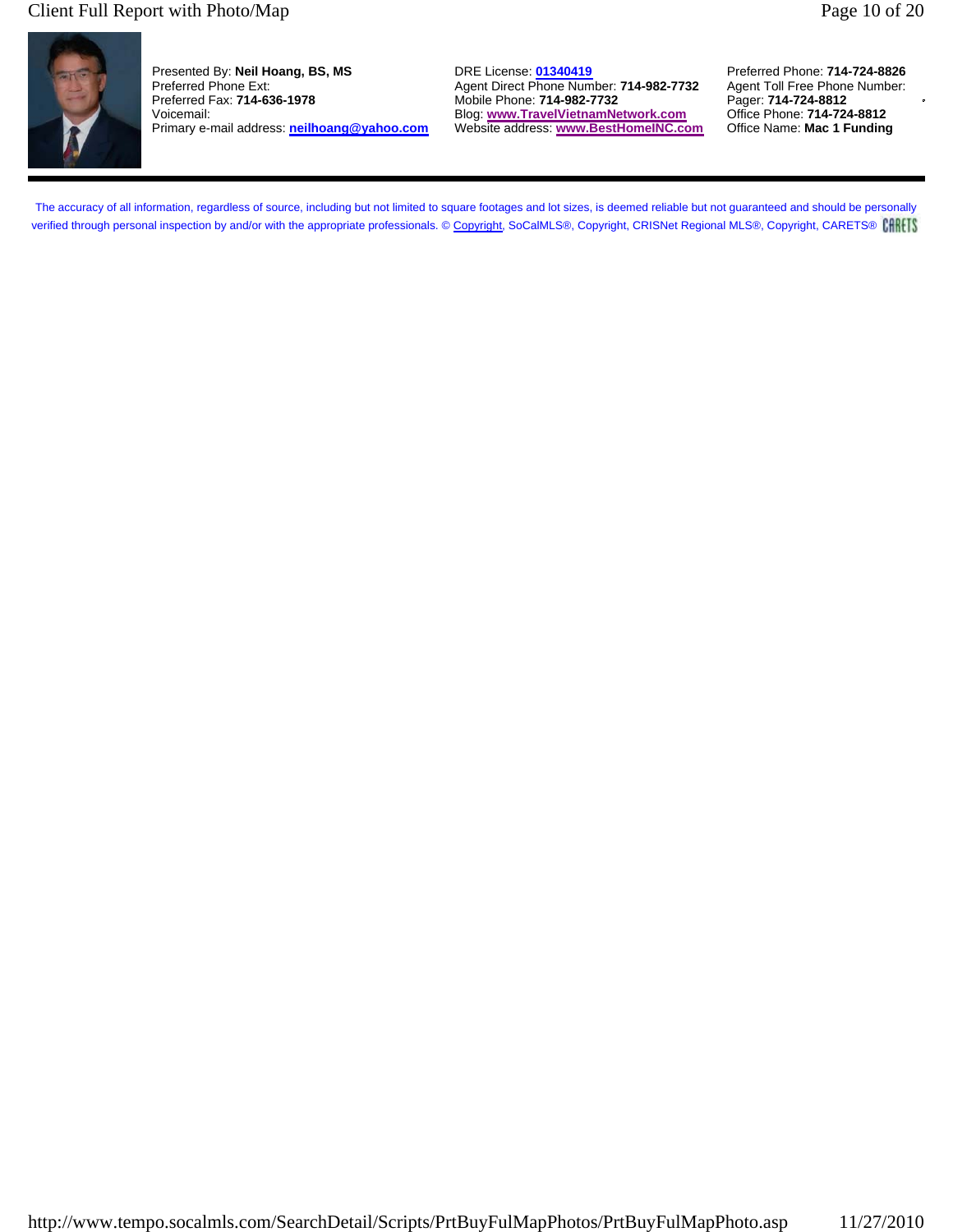Presented By: **Neil Hoang, BS, MS**
Preferred Phone Ext:
Preferred Fax: **714-636-1978**
Voicemail:
Primary e-mail address: **neilhoang@yahoo.com**

DRE License: **01340419**
Agent Direct Phone Number: **714-982-7732**
Mobile Phone: **714-982-7732**
Blog: **www.TravelVietnamNetwork.com**
Website address: **www.BestHomeINC.com**

Preferred Phone: **714-724-8826**
Agent Toll Free Phone Number:
Pager: **714-724-8812**
Office Phone: **714-724-8812**
Office Name: **Mac 1 Funding**

---

The accuracy of all information, regardless of source, including but not limited to square footages and lot sizes, is deemed reliable but not guaranteed and should be personally verified through personal inspection by and/or with the appropriate professionals. © Copyright, SoCalMLS®, Copyright, CRISNet Regional MLS®, Copyright, CARETS® CARETS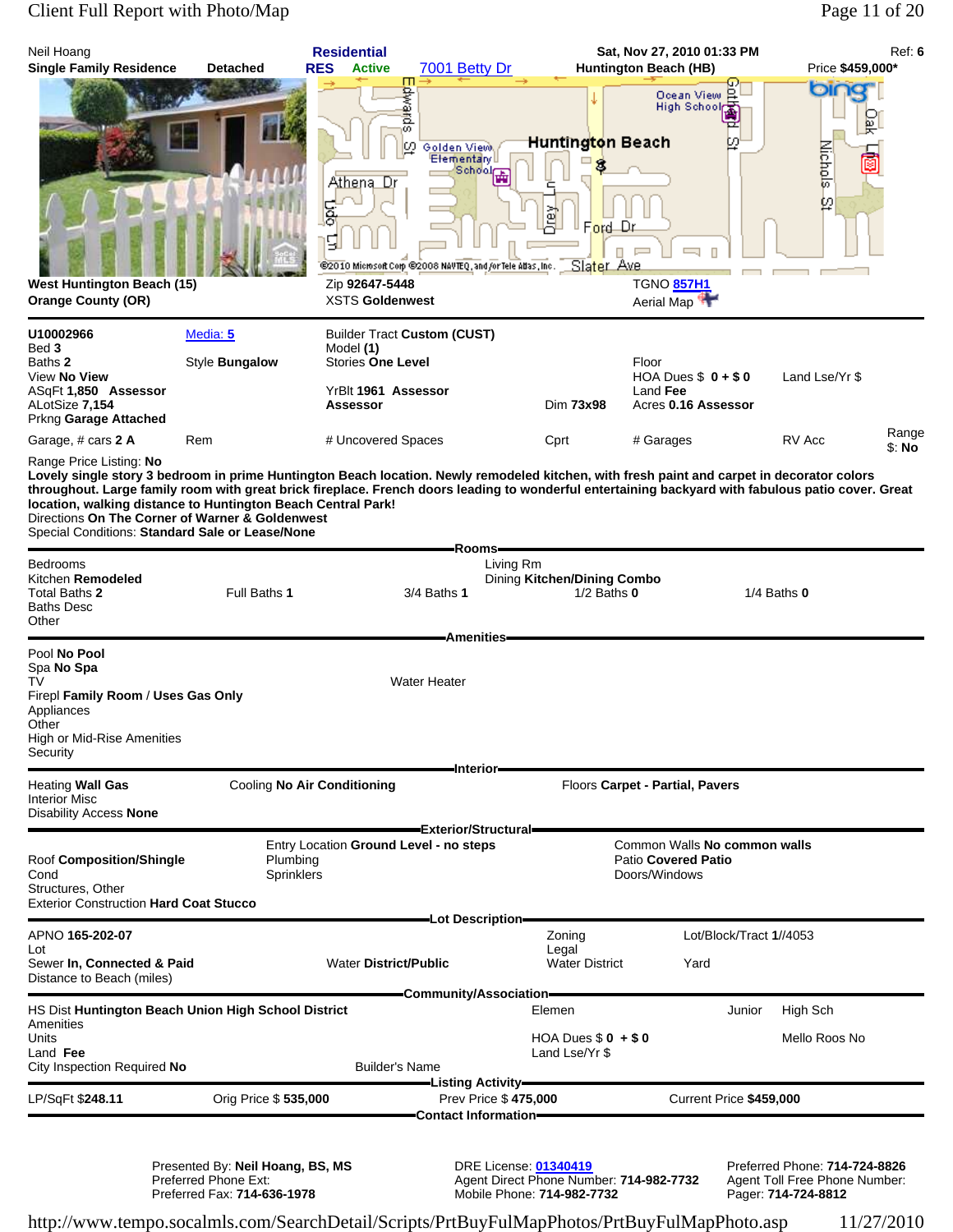Neil Hoang | **Residential** | **Sat, Nov 27, 2010 01:33 PM** | Ref: **6**

**Single Family Residence** **Detached** | **RES** **Active** 7001 Betty Dr | **Huntington Beach (HB)** | Price **$459,000***

**West Huntington Beach (15)**
**Orange County (OR)**

Zip **92647-5448**
XSTS **Goldenwest**

TGNO 857H1
Aerial Map

| | | | | | | |
|---|---|---|---|---|---|---|
| **U10002966** | Media: 5 | Builder Tract **Custom (CUST)** | | | | |
| Bed **3** | | Model **(1)** | | | | |
| Baths **2** | Style **Bungalow** | Stories **One Level** | | Floor | | |
| View **No View** | | | | HOA Dues $ **0 + $ 0** | Land Lse/Yr $ | |
| ASqFt **1,850** Assessor | | YrBlt **1961** Assessor | | Land **Fee** | | |
| ALotSize **7,154** | | **Assessor** | Dim **73x98** | Acres **0.16 Assessor** | | |
| Prkng **Garage Attached** | | | | | | |
| Garage, # cars **2 A** | Rem | # Uncovered Spaces | Cprt | # Garages | RV Acc | Range $: **No** |

Range Price Listing: **No**

**Lovely single story 3 bedroom in prime Huntington Beach location. Newly remodeled kitchen, with fresh paint and carpet in decorator colors throughout. Large family room with great brick fireplace. French doors leading to wonderful entertaining backyard with fabulous patio cover. Great location, walking distance to Huntington Beach Central Park!**

Directions **On The Corner of Warner & Goldenwest**

Special Conditions: **Standard Sale or Lease/None**

## Rooms

Bedrooms
Kitchen **Remodeled**
Total Baths **2** | Full Baths **1** | 3/4 Baths **1** | 1/2 Baths **0** | 1/4 Baths **0**
Baths Desc
Other
Living Rm
Dining **Kitchen/Dining Combo**

## Amenities

Pool **No Pool**
Spa **No Spa**
TV
Water Heater
Firepl **Family Room / Uses Gas Only**
Appliances
Other
High or Mid-Rise Amenities
Security

## Interior

Heating **Wall Gas** | Cooling **No Air Conditioning** | Floors **Carpet - Partial, Pavers**
Interior Misc
Disability Access **None**

## Exterior/Structural

Roof **Composition/Shingle**
Cond
Structures, Other
Exterior Construction **Hard Coat Stucco**
Entry Location **Ground Level - no steps**
Plumbing
Sprinklers
Common Walls **No common walls**
Patio **Covered Patio**
Doors/Windows

## Lot Description

APNO **165-202-07**
Lot
Sewer **In, Connected & Paid** | Water **District/Public**
Distance to Beach (miles)
Zoning
Legal
Water District
Lot/Block/Tract **1**//4053
Yard

## Community/Association

HS Dist **Huntington Beach Union High School District** | Elemen | Junior | High Sch
Amenities
Units | HOA Dues $ **0** + $ **0** | Mello Roos No
Land **Fee** | Land Lse/Yr $
City Inspection Required **No** | Builder's Name

## Listing Activity

LP/SqFt **$248.11** | Orig Price $ **535,000** | Prev Price $ **475,000** | Current Price **$459,000**

## Contact Information

Presented By: **Neil Hoang, BS, MS**
Preferred Phone Ext:
Preferred Fax: **714-636-1978**

DRE License: 01340419
Agent Direct Phone Number: **714-982-7732**
Mobile Phone: **714-982-7732**

Preferred Phone: **714-724-8826**
Agent Toll Free Phone Number:
Pager: **714-724-8812**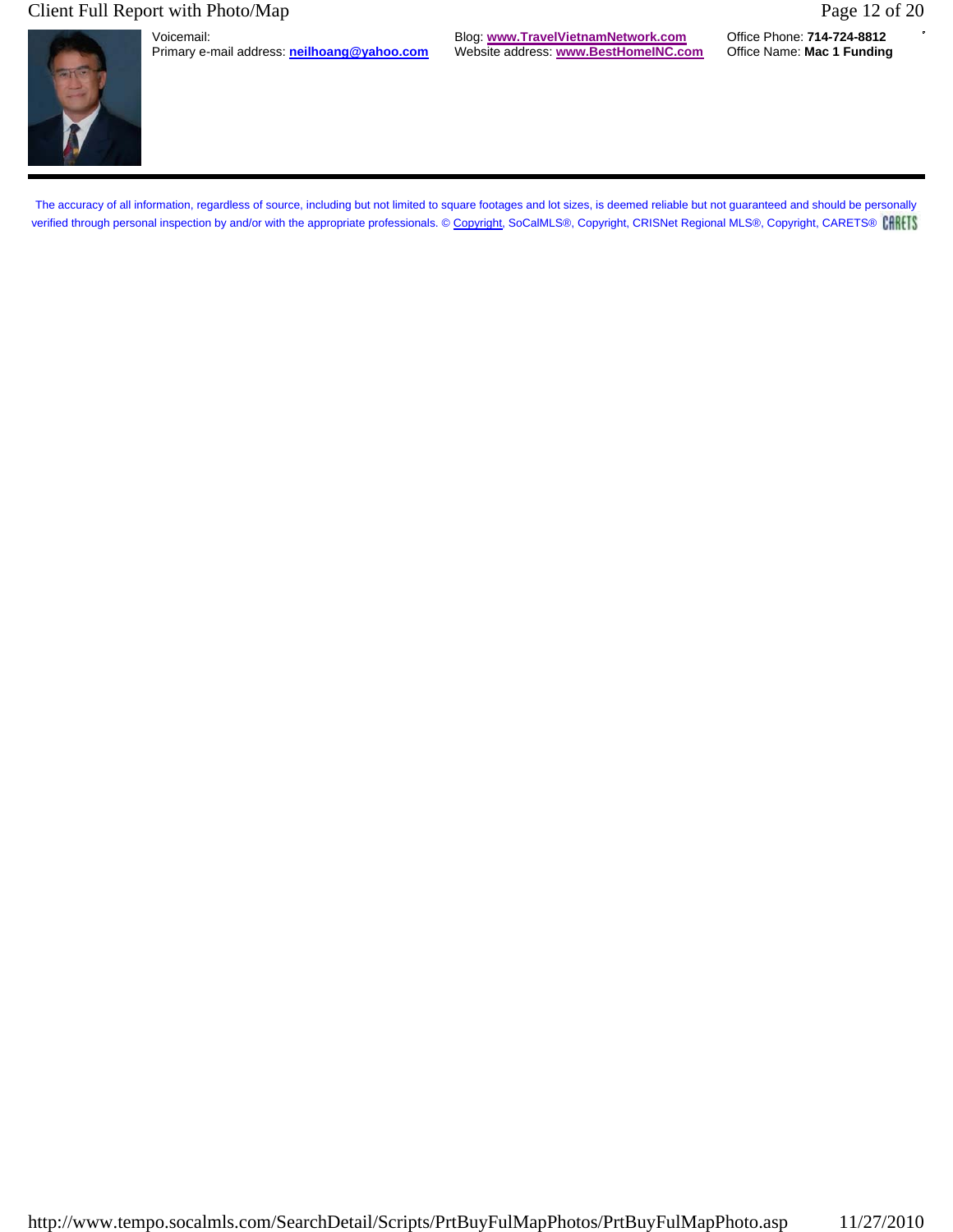Voicemail:
Primary e-mail address: **neilhoang@yahoo.com**

Blog: **www.TravelVietnamNetwork.com**
Website address: **www.BestHomeINC.com**

Office Phone: **714-724-8812**
Office Name: **Mac 1 Funding**

---

The accuracy of all information, regardless of source, including but not limited to square footages and lot sizes, is deemed reliable but not guaranteed and should be personally verified through personal inspection by and/or with the appropriate professionals. © Copyright, SoCalMLS®, Copyright, CRISNet Regional MLS®, Copyright, CARETS® CARETS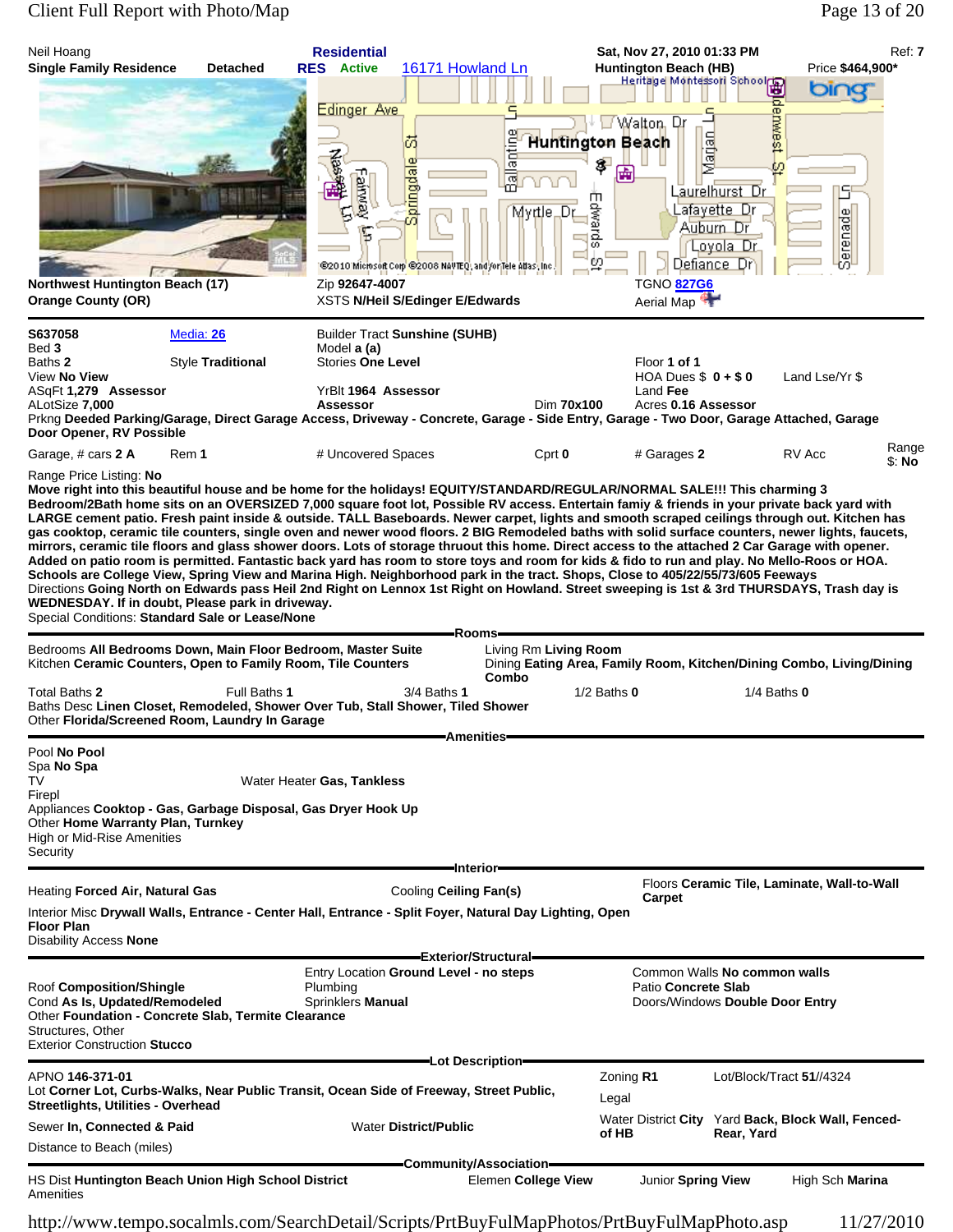Neil Hoang | **Residential** | **Sat, Nov 27, 2010 01:33 PM** | Ref: **7**

**Single Family Residence** **Detached** | **RES Active** 16171 Howland Ln | **Huntington Beach (HB)** | Price **$464,900***

**Northwest Huntington Beach (17)**
**Orange County (OR)**

Zip **92647-4007**
XSTS **N/Heil S/Edinger E/Edwards**

TGNO **827G6**
Aerial Map

---

**S637058** Media: 26
Bed **3**
Baths **2** Style **Traditional**
View **No View**
ASqFt **1,279** Assessor
ALotSize **7,000**

Builder Tract **Sunshine (SUHB)**
Model **a (a)**
Stories **One Level**
YrBlt **1964** Assessor
**Assessor** Dim **70x100**

Floor **1 of 1**
HOA Dues $ **0 + $ 0** Land Lse/Yr $
Land Fee
Acres **0.16 Assessor**

Prkng **Deeded Parking/Garage, Direct Garage Access, Driveway - Concrete, Garage - Side Entry, Garage - Two Door, Garage Attached, Garage Door Opener, RV Possible**

Garage, # cars **2 A** Rem **1** # Uncovered Spaces Cprt **0** # Garages **2** RV Acc Range $: **No**

Range Price Listing: **No**

**Move right into this beautiful house and be home for the holidays! EQUITY/STANDARD/REGULAR/NORMAL SALE!!! This charming 3 Bedroom/2Bath home sits on an OVERSIZED 7,000 square foot lot, Possible RV access. Entertain famiy & friends in your private back yard with LARGE cement patio. Fresh paint inside & outside. TALL Baseboards. Newer carpet, lights and smooth scraped ceilings through out. Kitchen has gas cooktop, ceramic tile counters, single oven and newer wood floors. 2 BIG Remodeled baths with solid surface counters, newer lights, faucets, mirrors, ceramic tile floors and glass shower doors. Lots of storage thruout this home. Direct access to the attached 2 Car Garage with opener. Added on patio room is permitted. Fantastic back yard has room to store toys and room for kids & fido to run and play. No Mello-Roos or HOA. Schools are College View, Spring View and Marina High. Neighborhood park in the tract. Shops, Close to 405/22/55/73/605 Feeways**

Directions **Going North on Edwards pass Heil 2nd Right on Lennox 1st Right on Howland. Street sweeping is 1st & 3rd THURSDAYS, Trash day is WEDNESDAY. If in doubt, Please park in driveway.**

Special Conditions: **Standard Sale or Lease/None**

## Rooms

Bedrooms **All Bedrooms Down, Main Floor Bedroom, Master Suite**
Kitchen **Ceramic Counters, Open to Family Room, Tile Counters**
Living Rm **Living Room**
Dining **Eating Area, Family Room, Kitchen/Dining Combo, Living/Dining Combo**

Total Baths **2** Full Baths **1** 3/4 Baths **1** 1/2 Baths **0** 1/4 Baths **0**

Baths Desc **Linen Closet, Remodeled, Shower Over Tub, Stall Shower, Tiled Shower**
Other **Florida/Screened Room, Laundry In Garage**

## Amenities

Pool **No Pool**
Spa **No Spa**
TV Water Heater **Gas, Tankless**
Firepl
Appliances **Cooktop - Gas, Garbage Disposal, Gas Dryer Hook Up**
Other **Home Warranty Plan, Turnkey**
High or Mid-Rise Amenities
Security

## Interior

Heating **Forced Air, Natural Gas** Cooling **Ceiling Fan(s)** Floors **Ceramic Tile, Laminate, Wall-to-Wall Carpet**

Interior Misc **Drywall Walls, Entrance - Center Hall, Entrance - Split Foyer, Natural Day Lighting, Open Floor Plan**
Disability Access **None**

## Exterior/Structural

Roof **Composition/Shingle**
Cond **As Is, Updated/Remodeled**
Entry Location **Ground Level - no steps**
Plumbing
Sprinklers **Manual**
Common Walls **No common walls**
Patio **Concrete Slab**
Doors/Windows **Double Door Entry**

Other **Foundation - Concrete Slab, Termite Clearance**
Structures, Other
Exterior Construction **Stucco**

## Lot Description

APNO **146-371-01**
Lot **Corner Lot, Curbs-Walks, Near Public Transit, Ocean Side of Freeway, Street Public, Streetlights, Utilities - Overhead**
Zoning **R1** Lot/Block/Tract **51//4324**
Legal

Sewer **In, Connected & Paid** Water **District/Public** Water District **City of HB** Yard **Back, Block Wall, Fenced-Rear, Yard**

Distance to Beach (miles)

## Community/Association

HS Dist **Huntington Beach Union High School District** Elemen **College View** Junior **Spring View** High Sch **Marina**
Amenities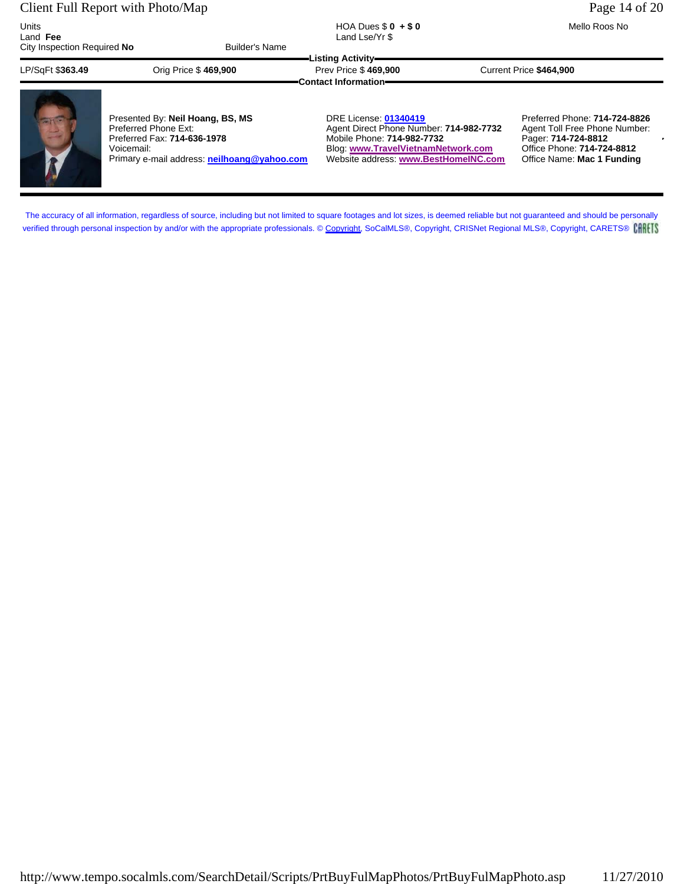Units
Land **Fee**
City Inspection Required **No**

Builder's Name

HOA Dues $ **0 + $ 0**
Land Lse/Yr $

Mello Roos No

**Listing Activity**

| LP/SqFt $**363.49** | Orig Price $ **469,900** | Prev Price $ **469,900** | Current Price **$464,900** |
|---|---|---|---|

**Contact Information**

Presented By: **Neil Hoang, BS, MS**
Preferred Phone Ext:
Preferred Fax: **714-636-1978**
Voicemail:
Primary e-mail address: **neilhoang@yahoo.com**

DRE License: **01340419**
Agent Direct Phone Number: **714-982-7732**
Mobile Phone: **714-982-7732**
Blog: **www.TravelVietnamNetwork.com**
Website address: **www.BestHomeINC.com**

Preferred Phone: **714-724-8826**
Agent Toll Free Phone Number:
Pager: **714-724-8812**
Office Phone: **714-724-8812**
Office Name: **Mac 1 Funding**

The accuracy of all information, regardless of source, including but not limited to square footages and lot sizes, is deemed reliable but not guaranteed and should be personally verified through personal inspection by and/or with the appropriate professionals. © Copyright, SoCalMLS®, Copyright, CRISNet Regional MLS®, Copyright, CARETS® CARETS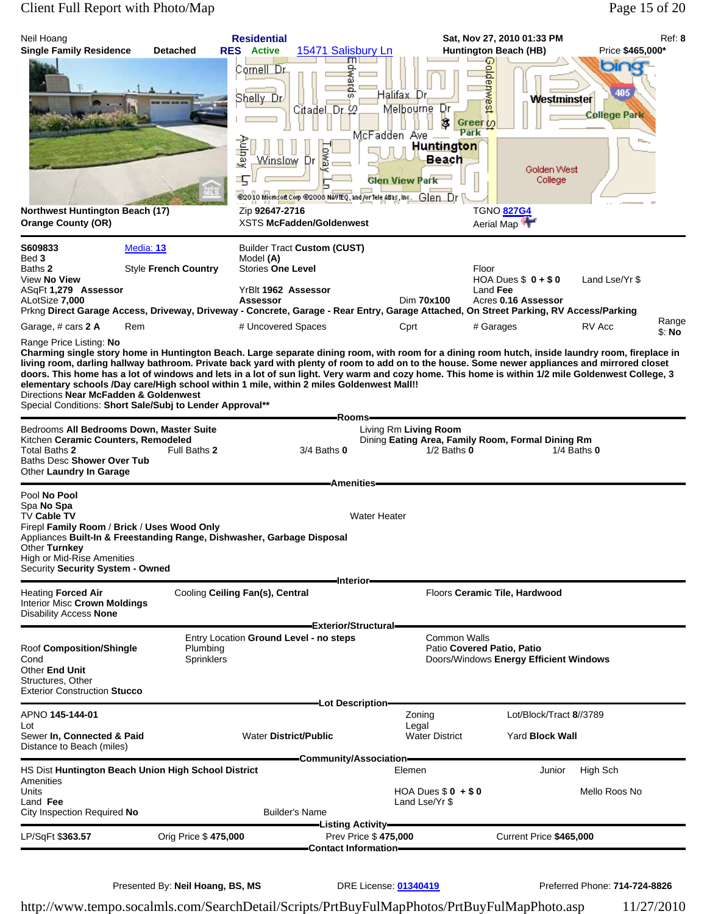Neil Hoang | **Residential** | **Sat, Nov 27, 2010 01:33 PM** | Ref: **8**

**Single Family Residence** **Detached** **RES Active** 15471 Salisbury Ln **Huntington Beach (HB)** Price **$465,000***

**Northwest Huntington Beach (17)**
**Orange County (OR)**

Zip **92647-2716**
XSTS **McFadden/Goldenwest**

TGNO 827G4
Aerial Map

---

**S609833** Media: 13
Bed **3**
Baths **2** Style **French Country**
View **No View**
ASqFt **1,279** **Assessor**
ALotSize **7,000**

Builder Tract **Custom (CUST)**
Model **(A)**
Stories **One Level**

YrBlt **1962** **Assessor**
**Assessor** Dim **70x100**

Floor
HOA Dues $ **0 + $ 0** Land Lse/Yr $
Land **Fee**
Acres **0.16 Assessor**

Prkng **Direct Garage Access, Driveway, Driveway - Concrete, Garage - Rear Entry, Garage Attached, On Street Parking, RV Access/Parking**

Garage, # cars **2 A** Rem # Uncovered Spaces Cprt # Garages RV Acc Range $: **No**

Range Price Listing: **No**

**Charming single story home in Huntington Beach. Large separate dining room, with room for a dining room hutch, inside laundry room, fireplace in living room, darling hallway bathroom. Private back yard with plenty of room to add on to the house. Some newer appliances and mirrored closet doors. This home has a lot of windows and lets in a lot of sun light. Very warm and cozy home. This home is within 1/2 mile Goldenwest College, 3 elementary schools /Day care/High school within 1 mile, within 2 miles Goldenwest Mall!!!**

Directions **Near McFadden & Goldenwest**
Special Conditions: **Short Sale/Subj to Lender Approval****

## Rooms

Bedrooms **All Bedrooms Down, Master Suite**
Kitchen **Ceramic Counters, Remodeled**
Total Baths **2** Full Baths **2** 3/4 Baths **0** 1/2 Baths **0** 1/4 Baths **0**
Baths Desc **Shower Over Tub**
Other **Laundry In Garage**
Living Rm **Living Room**
Dining **Eating Area, Family Room, Formal Dining Rm**

## Amenities

Pool **No Pool**
Spa **No Spa**
TV **Cable TV** Water Heater
Firepl **Family Room** / **Brick** / **Uses Wood Only**
Appliances **Built-In & Freestanding Range, Dishwasher, Garbage Disposal**
Other **Turnkey**
High or Mid-Rise Amenities
Security **Security System - Owned**

## Interior

Heating **Forced Air** Cooling **Ceiling Fan(s), Central** Floors **Ceramic Tile, Hardwood**
Interior Misc **Crown Moldings**
Disability Access **None**

## Exterior/Structural

Roof **Composition/Shingle**
Cond
Other **End Unit**
Structures, Other
Exterior Construction **Stucco**

Entry Location **Ground Level - no steps**
Plumbing
Sprinklers

Common Walls
Patio **Covered Patio, Patio**
Doors/Windows **Energy Efficient Windows**

## Lot Description

APNO **145-144-01** Zoning Lot/Block/Tract **8//3789**
Lot Legal
Sewer **In, Connected & Paid** Water **District/Public** Water District Yard **Block Wall**
Distance to Beach (miles)

## Community/Association

HS Dist **Huntington Beach Union High School District** Elemen Junior High Sch
Amenities
Units HOA Dues $ **0** + **$ 0** Mello Roos No
Land **Fee** Land Lse/Yr $
City Inspection Required **No** Builder's Name

## Listing Activity

LP/SqFt $**363.57** Orig Price $ **475,000** Prev Price $ **475,000** Current Price **$465,000**

## Contact Information

Presented By: **Neil Hoang, BS, MS** DRE License: 01340419 Preferred Phone: **714-724-8826**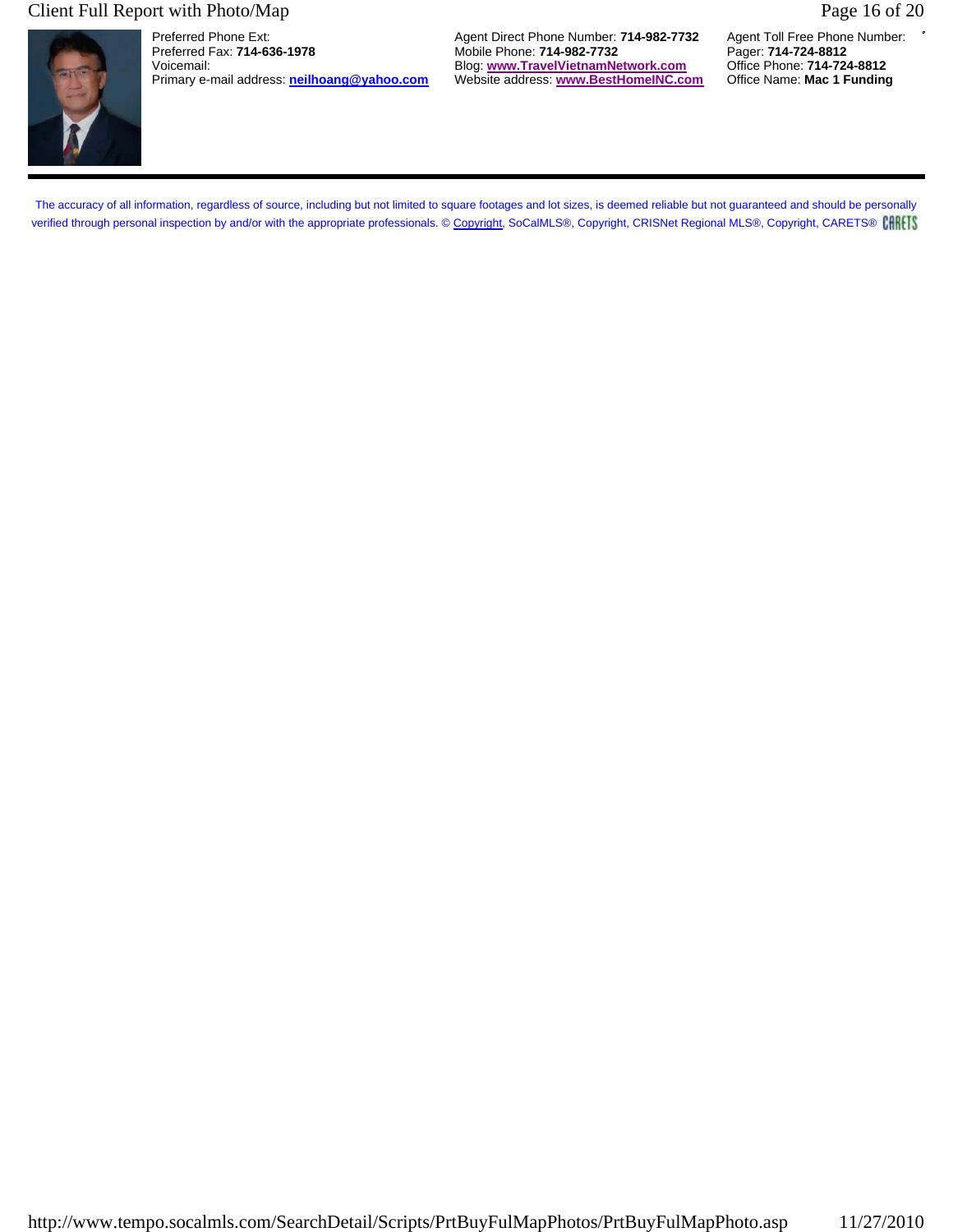Preferred Phone Ext:
Preferred Fax: **714-636-1978**
Voicemail:
Primary e-mail address: **neilhoang@yahoo.com**

Agent Direct Phone Number: **714-982-7732**
Mobile Phone: **714-982-7732**
Blog: **www.TravelVietnamNetwork.com**
Website address: **www.BestHomeINC.com**

Agent Toll Free Phone Number:
Pager: **714-724-8812**
Office Phone: **714-724-8812**
Office Name: **Mac 1 Funding**

---

The accuracy of all information, regardless of source, including but not limited to square footages and lot sizes, is deemed reliable but not guaranteed and should be personally verified through personal inspection by and/or with the appropriate professionals. © Copyright, SoCalMLS®, Copyright, CRISNet Regional MLS®, Copyright, CARETS® CARETS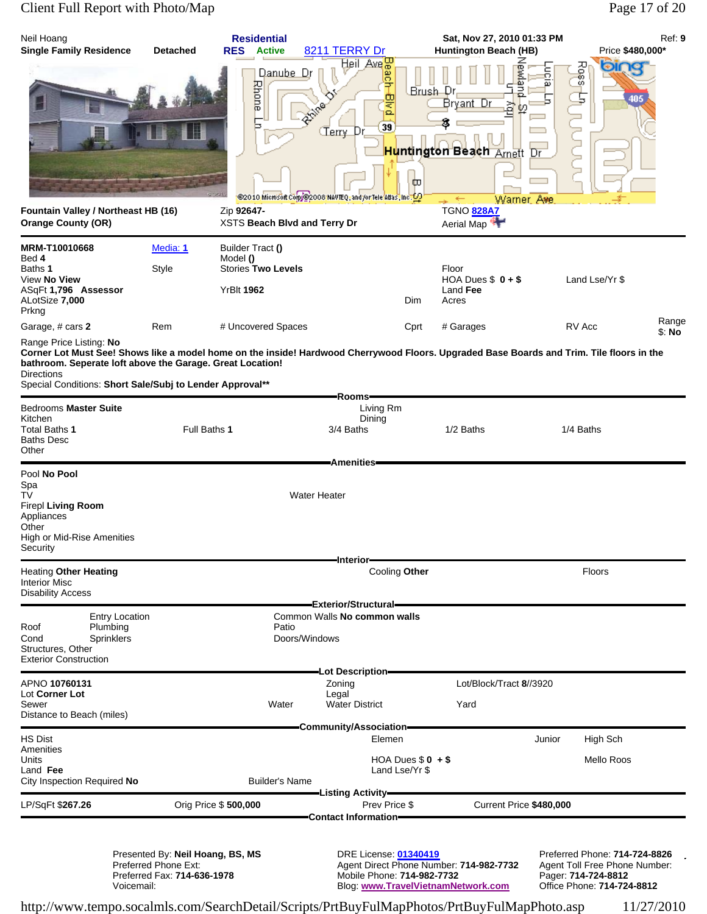Neil Hoang
**Single Family Residence** **Detached**

**Residential**
**RES** **Active** 8211 TERRY Dr

**Sat, Nov 27, 2010 01:33 PM**
**Huntington Beach (HB)**

Ref: **9**
Price **$480,000***

**Fountain Valley / Northeast HB (16)**
**Orange County (OR)**

Zip **92647-**
XSTS **Beach Blvd and Terry Dr**

TGNO **828A7**
Aerial Map

| | | | | | | |
|---|---|---|---|---|---|---|
| **MRM-T10010668** | Media: **1** | Builder Tract **()** | | | | |
| Bed **4** | | Model **()** | | | | |
| Baths **1** | Style | Stories **Two Levels** | | Floor | | |
| View **No View** | | | | HOA Dues $ **0 +** $ | Land Lse/Yr $ | |
| ASqFt **1,796** **Assessor** | | YrBlt **1962** | | Land **Fee** | | |
| ALotSize **7,000** | | | Dim | Acres | | |
| Prkng | | | | | | |
| Garage, # cars **2** | Rem | # Uncovered Spaces | Cprt | # Garages | RV Acc | Range $: **No** |

Range Price Listing: **No**
**Corner Lot Must See! Shows like a model home on the inside! Hardwood Cherrywood Floors. Upgraded Base Boards and Trim. Tile floors in the bathroom. Seperate loft above the Garage. Great Location!**
Directions
Special Conditions: **Short Sale/Subj to Lender Approval****

## Rooms

| | | | | |
|---|---|---|---|---|
| Bedrooms **Master Suite** | | Living Rm | | |
| Kitchen | | Dining | | |
| Total Baths **1** | Full Baths **1** | 3/4 Baths | 1/2 Baths | 1/4 Baths |
| Baths Desc | | | | |
| Other | | | | |

## Amenities

Pool **No Pool**
Spa
TV
Water Heater
Firepl **Living Room**
Appliances
Other
High or Mid-Rise Amenities
Security

## Interior

Heating **Other Heating**
Cooling **Other**
Floors
Interior Misc
Disability Access

## Exterior/Structural

Entry Location
Common Walls **No common walls**
Roof
Plumbing
Patio
Cond
Sprinklers
Doors/Windows
Structures, Other
Exterior Construction

## Lot Description

APNO **10760131**
Zoning
Lot/Block/Tract **8//3920**
Lot **Corner Lot**
Legal
Sewer
Water
Water District
Yard
Distance to Beach (miles)

## Community/Association

HS Dist
Elemen
Junior
High Sch
Amenities
Units
HOA Dues $ **0** **+** $
Mello Roos
Land **Fee**
Land Lse/Yr $
City Inspection Required **No**
Builder's Name

## Listing Activity

LP/SqFt $**267.26**
Orig Price $ **500,000**
Prev Price $
Current Price **$480,000**

## Contact Information

Presented By: **Neil Hoang, BS, MS**
Preferred Phone Ext:
Preferred Fax: **714-636-1978**
Voicemail:

DRE License: **01340419**
Agent Direct Phone Number: **714-982-7732**
Mobile Phone: **714-982-7732**
Blog: **www.TravelVietnamNetwork.com**

Preferred Phone: **714-724-8826**
Agent Toll Free Phone Number:
Pager: **714-724-8812**
Office Phone: **714-724-8812**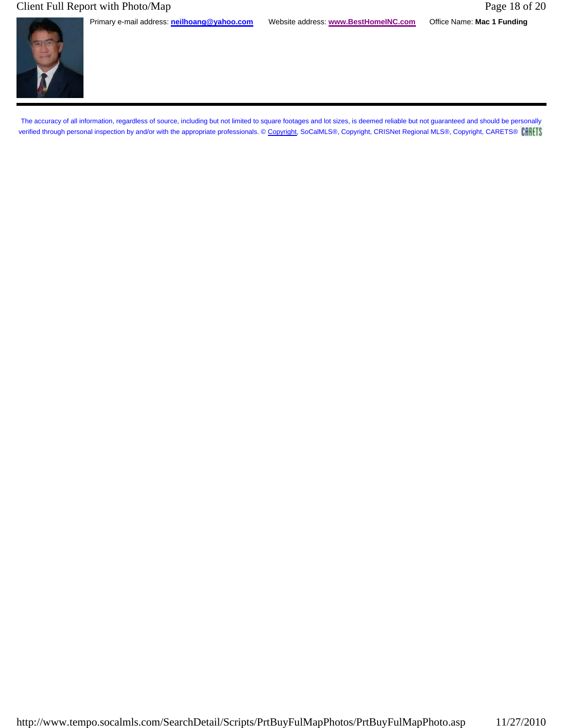Primary e-mail address: **neilhoang@yahoo.com** Website address: **www.BestHomeINC.com** Office Name: **Mac 1 Funding**

---

The accuracy of all information, regardless of source, including but not limited to square footages and lot sizes, is deemed reliable but not guaranteed and should be personally verified through personal inspection by and/or with the appropriate professionals. © Copyright, SoCalMLS®, Copyright, CRISNet Regional MLS®, Copyright, CARETS® CARETS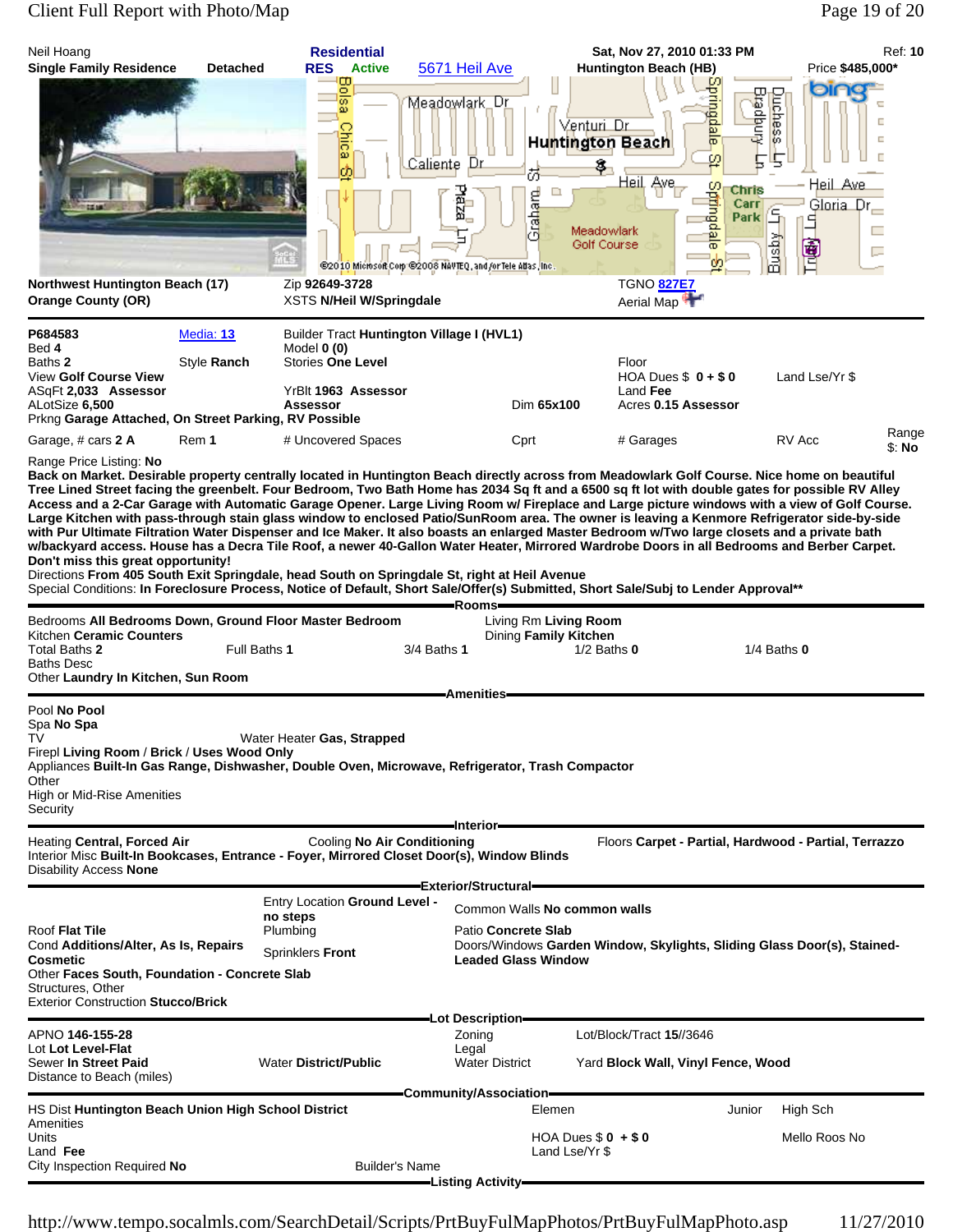Neil Hoang | **Residential** | **Sat, Nov 27, 2010 01:33 PM** | Ref: **10**

**Single Family Residence** **Detached** | **RES** **Active** 5671 Heil Ave | **Huntington Beach (HB)** | Price **$485,000***

**Northwest Huntington Beach (17)** | Zip **92649-3728** | TGNO **827E7**
**Orange County (OR)** | XSTS **N/Heil W/Springdale** | Aerial Map

**P684583** | Media: **13** | Builder Tract **Huntington Village I (HVL1)**
Bed **4** | Model **0 (0)**
Baths **2** | Style **Ranch** | Stories **One Level** | Floor
View **Golf Course View** | HOA Dues $ **0 + $ 0** | Land Lse/Yr $
ASqFt **2,033** Assessor | YrBlt **1963** Assessor | Land **Fee**
ALotSize **6,500** | **Assessor** | Dim **65x100** | Acres **0.15 Assessor**
Prkng **Garage Attached, On Street Parking, RV Possible**

Garage, # cars **2 A** | Rem **1** | # Uncovered Spaces | Cprt | # Garages | RV Acc | Range $: **No**

Range Price Listing: **No**

**Back on Market. Desirable property centrally located in Huntington Beach directly across from Meadowlark Golf Course. Nice home on beautiful Tree Lined Street facing the greenbelt. Four Bedroom, Two Bath Home has 2034 Sq ft and a 6500 sq ft lot with double gates for possible RV Alley Access and a 2-Car Garage with Automatic Garage Opener. Large Living Room w/ Fireplace and Large picture windows with a view of Golf Course. Large Kitchen with pass-through stain glass window to enclosed Patio/SunRoom area. The owner is leaving a Kenmore Refrigerator side-by-side with Pur Ultimate Filtration Water Dispenser and Ice Maker. It also boasts an enlarged Master Bedroom w/Two large closets and a private bath w/backyard access. House has a Decra Tile Roof, a newer 40-Gallon Water Heater, Mirrored Wardrobe Doors in all Bedrooms and Berber Carpet. Don't miss this great opportunity!**

Directions **From 405 South Exit Springdale, head South on Springdale St, right at Heil Avenue**

Special Conditions: **In Foreclosure Process, Notice of Default, Short Sale/Offer(s) Submitted, Short Sale/Subj to Lender Approval****

## Rooms

Bedrooms **All Bedrooms Down, Ground Floor Master Bedroom** | Living Rm **Living Room**
Kitchen **Ceramic Counters** | Dining **Family Kitchen**
Total Baths **2** | Full Baths **1** | 3/4 Baths **1** | 1/2 Baths **0** | 1/4 Baths **0**
Baths Desc
Other **Laundry In Kitchen, Sun Room**

## Amenities

Pool **No Pool**
Spa **No Spa**
TV | Water Heater **Gas, Strapped**
Firepl **Living Room** / **Brick** / **Uses Wood Only**
Appliances **Built-In Gas Range, Dishwasher, Double Oven, Microwave, Refrigerator, Trash Compactor**
Other
High or Mid-Rise Amenities
Security

## Interior

Heating **Central, Forced Air** | Cooling **No Air Conditioning** | Floors **Carpet - Partial, Hardwood - Partial, Terrazzo**
Interior Misc **Built-In Bookcases, Entrance - Foyer, Mirrored Closet Door(s), Window Blinds**
Disability Access **None**

## Exterior/Structural

Entry Location **Ground Level - no steps** | Common Walls **No common walls**
Roof **Flat Tile** | Plumbing | Patio **Concrete Slab**
Cond **Additions/Alter, As Is, Repairs Cosmetic** | Sprinklers **Front** | Doors/Windows **Garden Window, Skylights, Sliding Glass Door(s), Stained-Leaded Glass Window**
Other **Faces South, Foundation - Concrete Slab**
Structures, Other
Exterior Construction **Stucco/Brick**

## Lot Description

APNO **146-155-28** | Zoning | Lot/Block/Tract **15//3646**
Lot **Lot Level-Flat** | Legal
Sewer **In Street Paid** | Water **District/Public** | Water District | Yard **Block Wall, Vinyl Fence, Wood**
Distance to Beach (miles)

## Community/Association

HS Dist **Huntington Beach Union High School District** | Elemen | Junior | High Sch
Amenities
Units | HOA Dues $ **0 + $ 0** | Mello Roos **No**
Land **Fee** | Land Lse/Yr $
City Inspection Required **No** | Builder's Name

## Listing Activity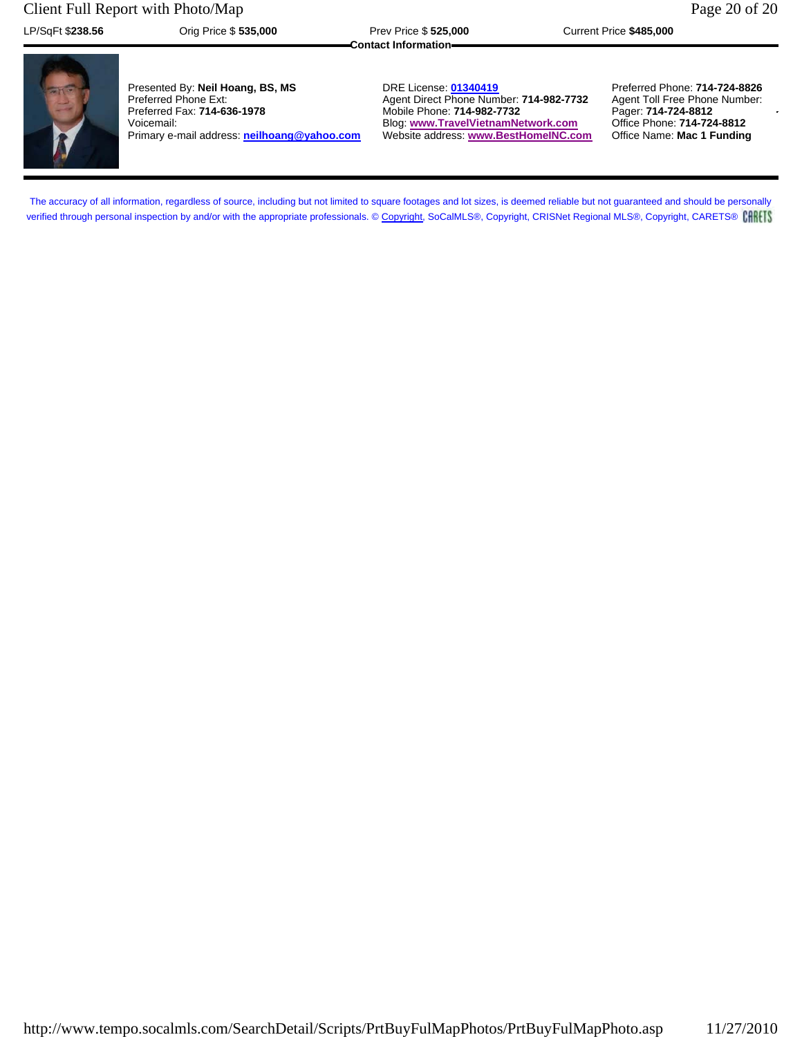LP/SqFt $**238.56** | Orig Price $ **535,000** | Prev Price $ **525,000** | Current Price **$485,000**

## Contact Information

Presented By: **Neil Hoang, BS, MS**
Preferred Phone Ext:
Preferred Fax: **714-636-1978**
Voicemail:
Primary e-mail address: **neilhoang@yahoo.com**

DRE License: **01340419**
Agent Direct Phone Number: **714-982-7732**
Mobile Phone: **714-982-7732**
Blog: **www.TravelVietnamNetwork.com**
Website address: **www.BestHomeINC.com**

Preferred Phone: **714-724-8826**
Agent Toll Free Phone Number:
Pager: **714-724-8812**
Office Phone: **714-724-8812**
Office Name: **Mac 1 Funding**

The accuracy of all information, regardless of source, including but not limited to square footages and lot sizes, is deemed reliable but not guaranteed and should be personally verified through personal inspection by and/or with the appropriate professionals. © Copyright, SoCalMLS®, Copyright, CRISNet Regional MLS®, Copyright, CARETS® CARETS